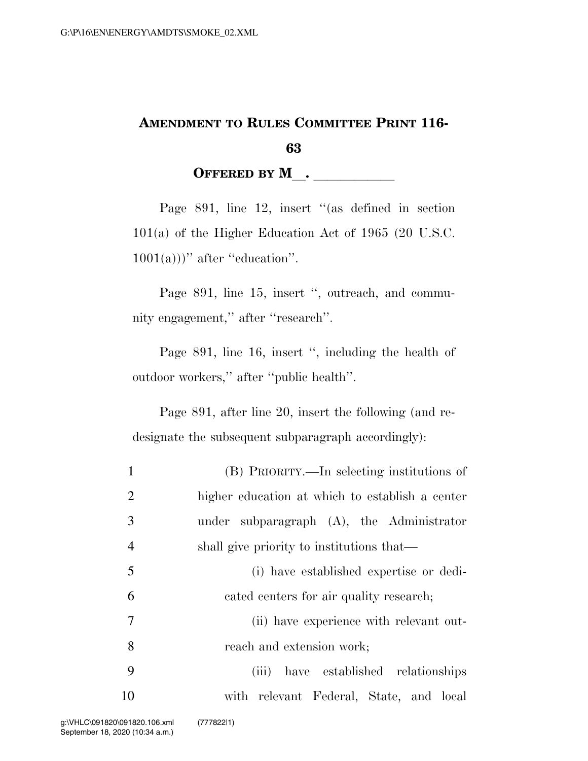# AMENDMENT TO RULES COMMITTEE PRINT 116-63

## OFFERED BY M\_\_. \_\_\_\_\_\_\_\_\_\_\_

Page 891, line 12, insert "(as defined in section 101(a) of the Higher Education Act of 1965 (20 U.S.C. 1001(a)))" after "education".

Page 891, line 15, insert ", outreach, and community engagement," after "research".

Page 891, line 16, insert ", including the health of outdoor workers," after "public health".

Page 891, after line 20, insert the following (and redesignate the subsequent subparagraph accordingly):

1 (B) PRIORITY.—In selecting institutions of
2 higher education at which to establish a center
3 under subparagraph (A), the Administrator
4 shall give priority to institutions that—
5 (i) have established expertise or dedi-
6 cated centers for air quality research;
7 (ii) have experience with relevant out-
8 reach and extension work;
9 (iii) have established relationships
10 with relevant Federal, State, and local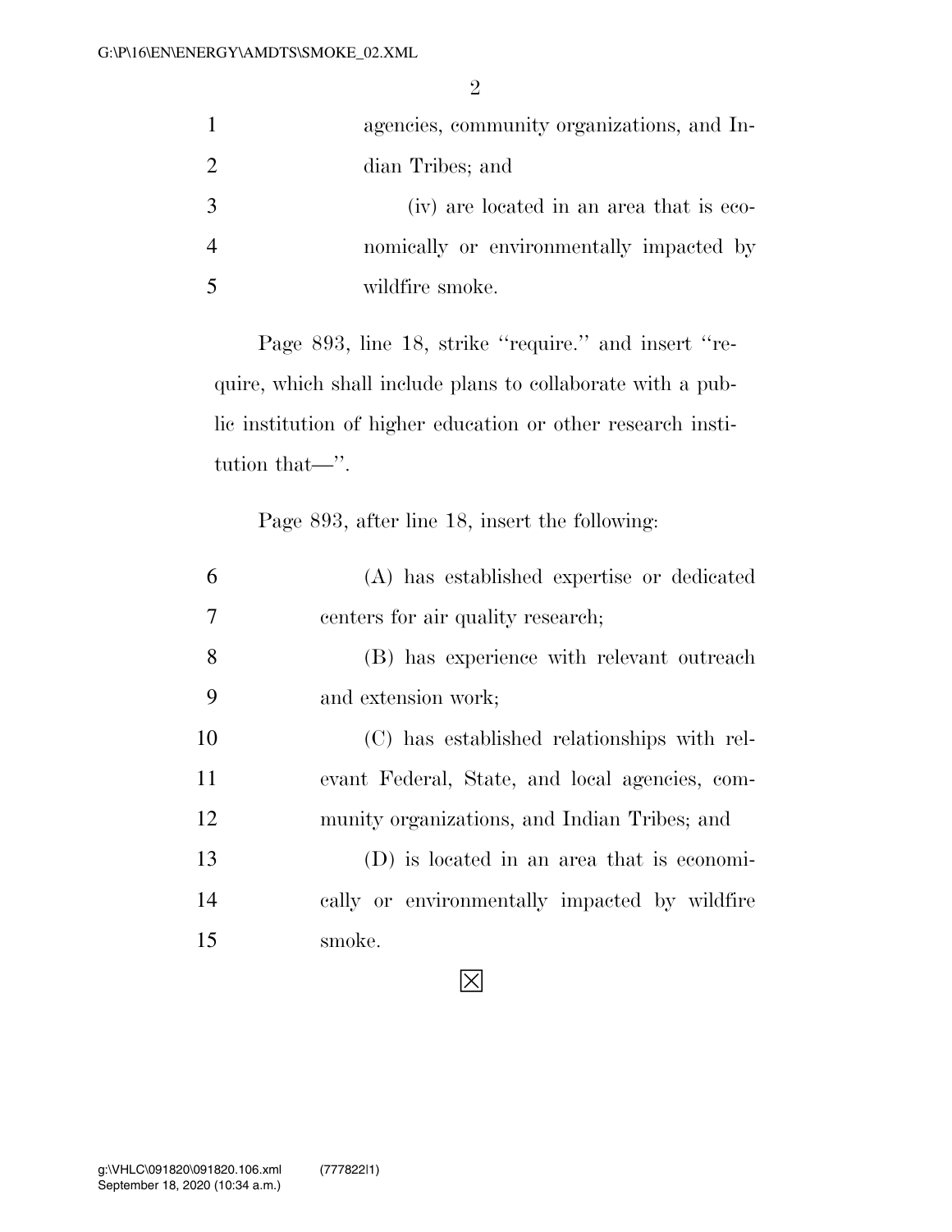agencies, community organizations, and Indian Tribes; and

(iv) are located in an area that is economically or environmentally impacted by wildfire smoke.

Page 893, line 18, strike "require." and insert "require, which shall include plans to collaborate with a public institution of higher education or other research institution that—".

Page 893, after line 18, insert the following:

(A) has established expertise or dedicated centers for air quality research;

(B) has experience with relevant outreach and extension work;

(C) has established relationships with relevant Federal, State, and local agencies, community organizations, and Indian Tribes; and

(D) is located in an area that is economically or environmentally impacted by wildfire smoke.